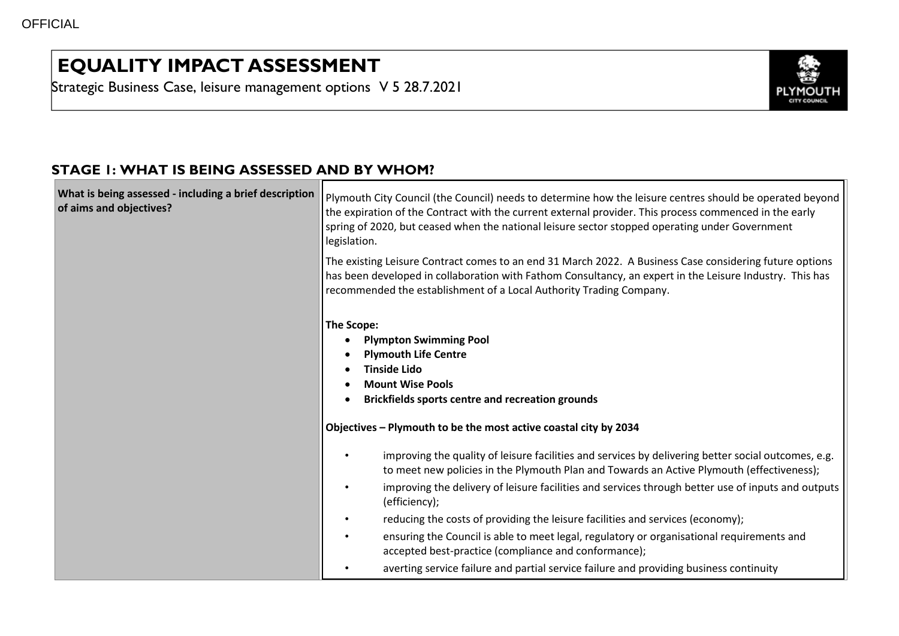# EQUALITY IMPACT ASSESSMENT

Strategic Business Case, leisure management options V 5 28.7.2021

## STAGE 1: WHAT IS BEING ASSESSED AND BY WHOM?

| | |
|---|---|
| **What is being assessed - including a brief description of aims and objectives?** | Plymouth City Council (the Council) needs to determine how the leisure centres should be operated beyond the expiration of the Contract with the current external provider. This process commenced in the early spring of 2020, but ceased when the national leisure sector stopped operating under Government legislation.<br><br>The existing Leisure Contract comes to an end 31 March 2022. A Business Case considering future options has been developed in collaboration with Fathom Consultancy, an expert in the Leisure Industry. This has recommended the establishment of a Local Authority Trading Company.<br><br>**The Scope:**<br>• **Plympton Swimming Pool**<br>• **Plymouth Life Centre**<br>• **Tinside Lido**<br>• **Mount Wise Pools**<br>• **Brickfields sports centre and recreation grounds**<br><br>**Objectives – Plymouth to be the most active coastal city by 2034**<br><br>• improving the quality of leisure facilities and services by delivering better social outcomes, e.g. to meet new policies in the Plymouth Plan and Towards an Active Plymouth (effectiveness);<br>• improving the delivery of leisure facilities and services through better use of inputs and outputs (efficiency);<br>• reducing the costs of providing the leisure facilities and services (economy);<br>• ensuring the Council is able to meet legal, regulatory or organisational requirements and accepted best-practice (compliance and conformance);<br>• averting service failure and partial service failure and providing business continuity |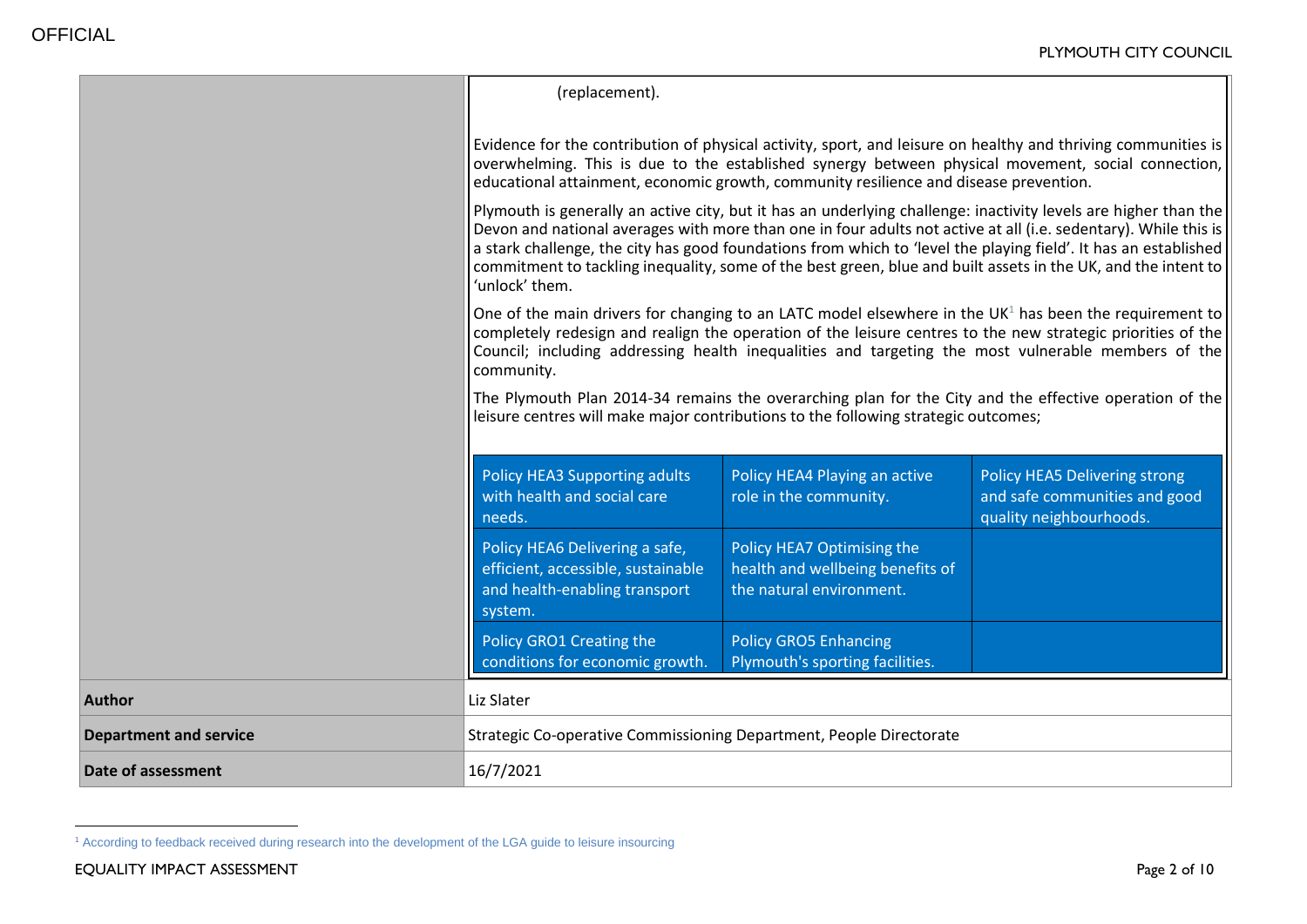| | |
|---|---|
| | (replacement).<br><br>Evidence for the contribution of physical activity, sport, and leisure on healthy and thriving communities is overwhelming. This is due to the established synergy between physical movement, social connection, educational attainment, economic growth, community resilience and disease prevention.<br><br>Plymouth is generally an active city, but it has an underlying challenge: inactivity levels are higher than the Devon and national averages with more than one in four adults not active at all (i.e. sedentary). While this is a stark challenge, the city has good foundations from which to 'level the playing field'. It has an established commitment to tackling inequality, some of the best green, blue and built assets in the UK, and the intent to 'unlock' them.<br><br>One of the main drivers for changing to an LATC model elsewhere in the UK[1] has been the requirement to completely redesign and realign the operation of the leisure centres to the new strategic priorities of the Council; including addressing health inequalities and targeting the most vulnerable members of the community.<br><br>The Plymouth Plan 2014-34 remains the overarching plan for the City and the effective operation of the leisure centres will make major contributions to the following strategic outcomes;<br><br>Policy HEA3 Supporting adults with health and social care needs. / Policy HEA4 Playing an active role in the community. / Policy HEA5 Delivering strong and safe communities and good quality neighbourhoods.<br><br>Policy HEA6 Delivering a safe, efficient, accessible, sustainable and health-enabling transport system. / Policy HEA7 Optimising the health and wellbeing benefits of the natural environment.<br><br>Policy GRO1 Creating the conditions for economic growth. / Policy GRO5 Enhancing Plymouth's sporting facilities. |
| **Author** | Liz Slater |
| **Department and service** | Strategic Co-operative Commissioning Department, People Directorate |
| **Date of assessment** | 16/7/2021 |

[1] According to feedback received during research into the development of the LGA guide to leisure insourcing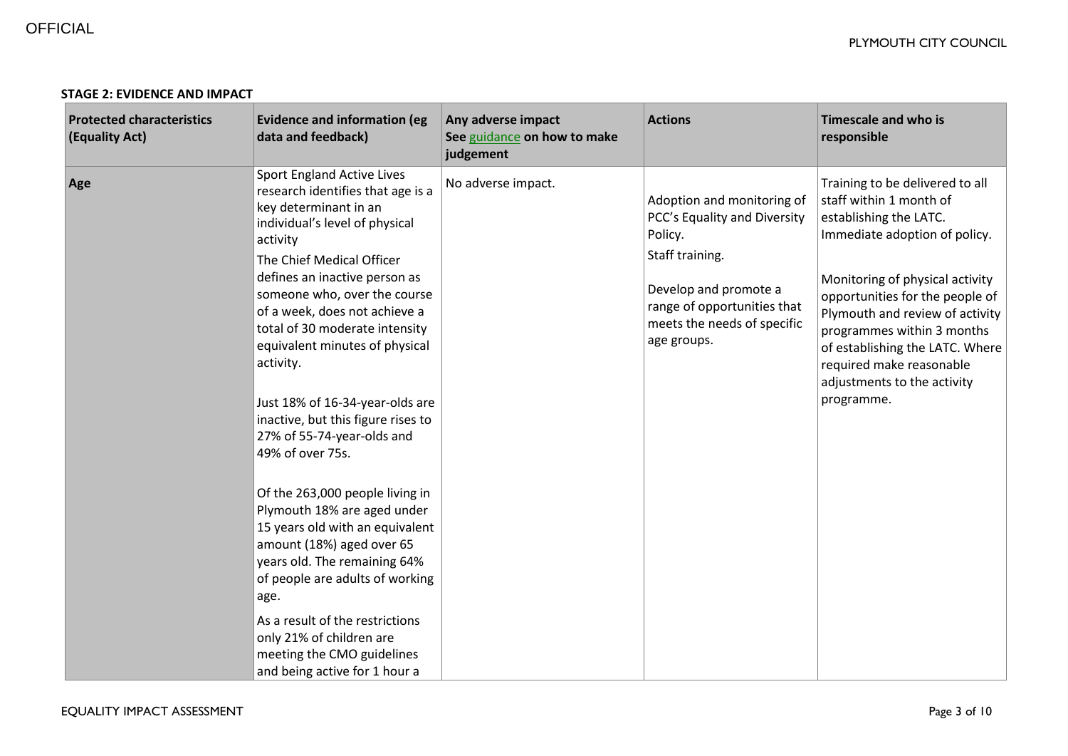**STAGE 2: EVIDENCE AND IMPACT**

| Protected characteristics (Equality Act) | Evidence and information (eg data and feedback) | Any adverse impact See guidance on how to make judgement | Actions | Timescale and who is responsible |
|---|---|---|---|---|
| **Age** | Sport England Active Lives research identifies that age is a key determinant in an individual's level of physical activity<br>The Chief Medical Officer defines an inactive person as someone who, over the course of a week, does not achieve a total of 30 moderate intensity equivalent minutes of physical activity.<br><br>Just 18% of 16-34-year-olds are inactive, but this figure rises to 27% of 55-74-year-olds and 49% of over 75s.<br><br>Of the 263,000 people living in Plymouth 18% are aged under 15 years old with an equivalent amount (18%) aged over 65 years old. The remaining 64% of people are adults of working age.<br>As a result of the restrictions only 21% of children are meeting the CMO guidelines and being active for 1 hour a | No adverse impact. | Adoption and monitoring of PCC's Equality and Diversity Policy.<br>Staff training.<br><br>Develop and promote a range of opportunities that meets the needs of specific age groups. | Training to be delivered to all staff within 1 month of establishing the LATC. Immediate adoption of policy.<br><br>Monitoring of physical activity opportunities for the people of Plymouth and review of activity programmes within 3 months of establishing the LATC. Where required make reasonable adjustments to the activity programme. |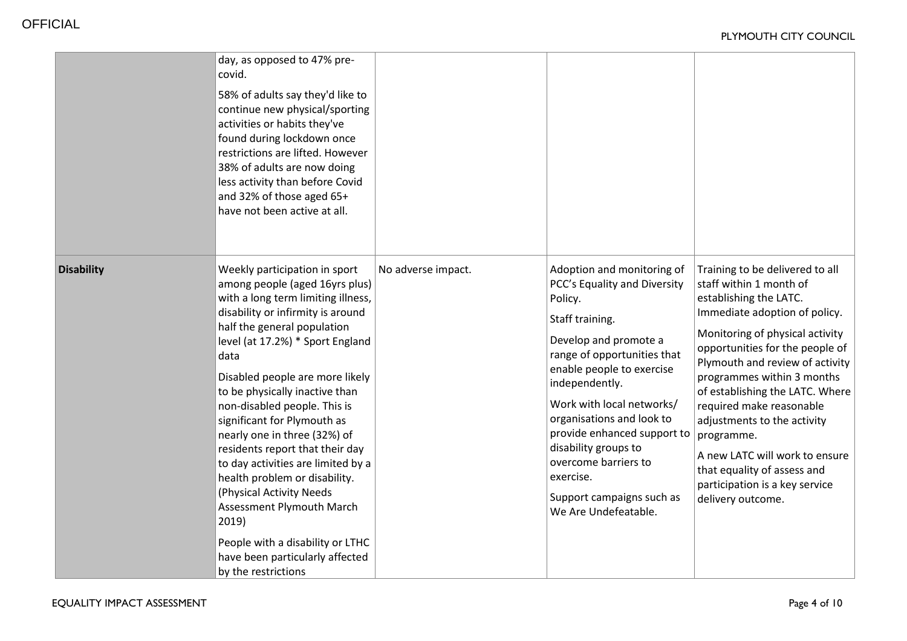| | | | | |
|---|---|---|---|---|
| | day, as opposed to 47% pre-covid.<br><br>58% of adults say they'd like to continue new physical/sporting activities or habits they've found during lockdown once restrictions are lifted. However 38% of adults are now doing less activity than before Covid and 32% of those aged 65+ have not been active at all. | | | |
| **Disability** | Weekly participation in sport among people (aged 16yrs plus) with a long term limiting illness, disability or infirmity is around half the general population level (at 17.2%) * Sport England data<br><br>Disabled people are more likely to be physically inactive than non-disabled people. This is significant for Plymouth as nearly one in three (32%) of residents report that their day to day activities are limited by a health problem or disability. (Physical Activity Needs Assessment Plymouth March 2019)<br><br>People with a disability or LTHC have been particularly affected by the restrictions | No adverse impact. | Adoption and monitoring of PCC's Equality and Diversity Policy.<br><br>Staff training.<br><br>Develop and promote a range of opportunities that enable people to exercise independently.<br><br>Work with local networks/ organisations and look to provide enhanced support to disability groups to overcome barriers to exercise.<br><br>Support campaigns such as We Are Undefeatable. | Training to be delivered to all staff within 1 month of establishing the LATC. Immediate adoption of policy.<br><br>Monitoring of physical activity opportunities for the people of Plymouth and review of activity programmes within 3 months of establishing the LATC. Where required make reasonable adjustments to the activity programme.<br><br>A new LATC will work to ensure that equality of assess and participation is a key service delivery outcome. |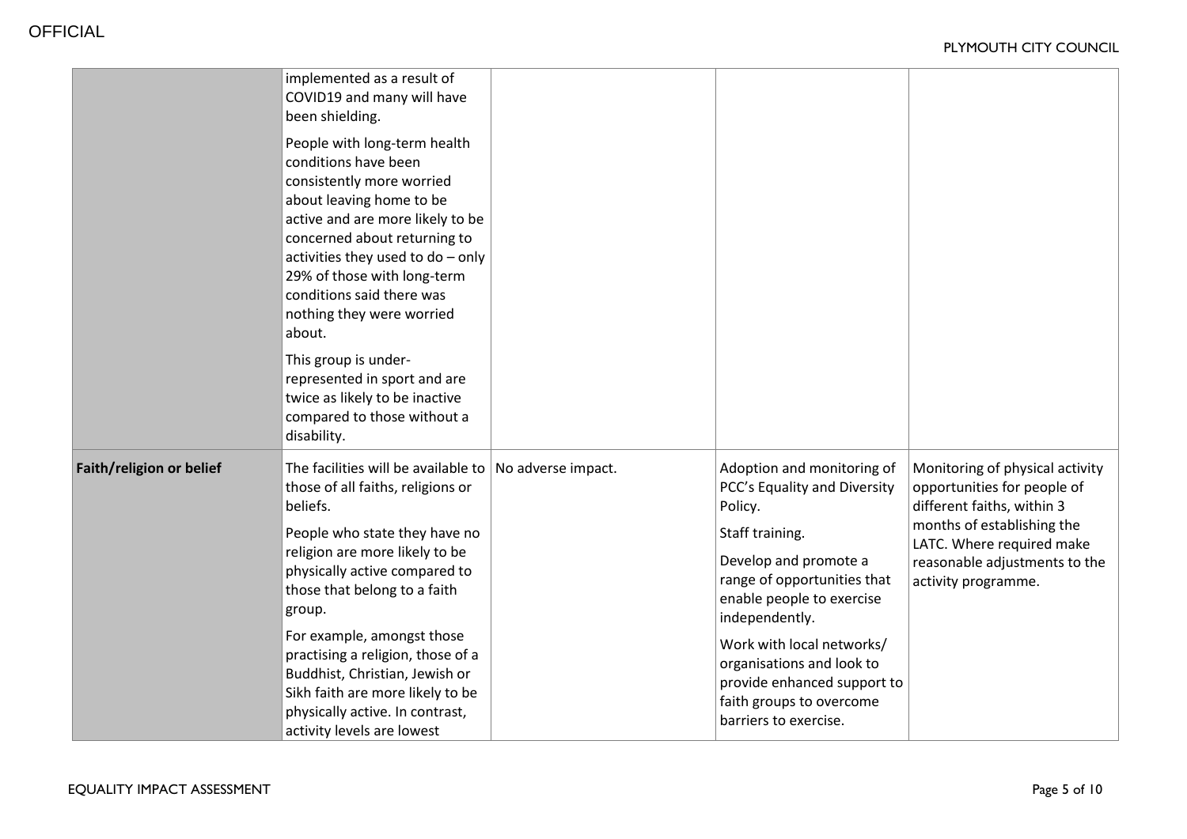| | | | | |
|---|---|---|---|---|
| | implemented as a result of COVID19 and many will have been shielding.<br><br>People with long-term health conditions have been consistently more worried about leaving home to be active and are more likely to be concerned about returning to activities they used to do – only 29% of those with long-term conditions said there was nothing they were worried about.<br><br>This group is under-represented in sport and are twice as likely to be inactive compared to those without a disability. | | | |
| **Faith/religion or belief** | The facilities will be available to those of all faiths, religions or beliefs.<br><br>People who state they have no religion are more likely to be physically active compared to those that belong to a faith group.<br><br>For example, amongst those practising a religion, those of a Buddhist, Christian, Jewish or Sikh faith are more likely to be physically active. In contrast, activity levels are lowest | No adverse impact. | Adoption and monitoring of PCC's Equality and Diversity Policy.<br><br>Staff training.<br><br>Develop and promote a range of opportunities that enable people to exercise independently.<br><br>Work with local networks/ organisations and look to provide enhanced support to faith groups to overcome barriers to exercise. | Monitoring of physical activity opportunities for people of different faiths, within 3 months of establishing the LATC. Where required make reasonable adjustments to the activity programme. |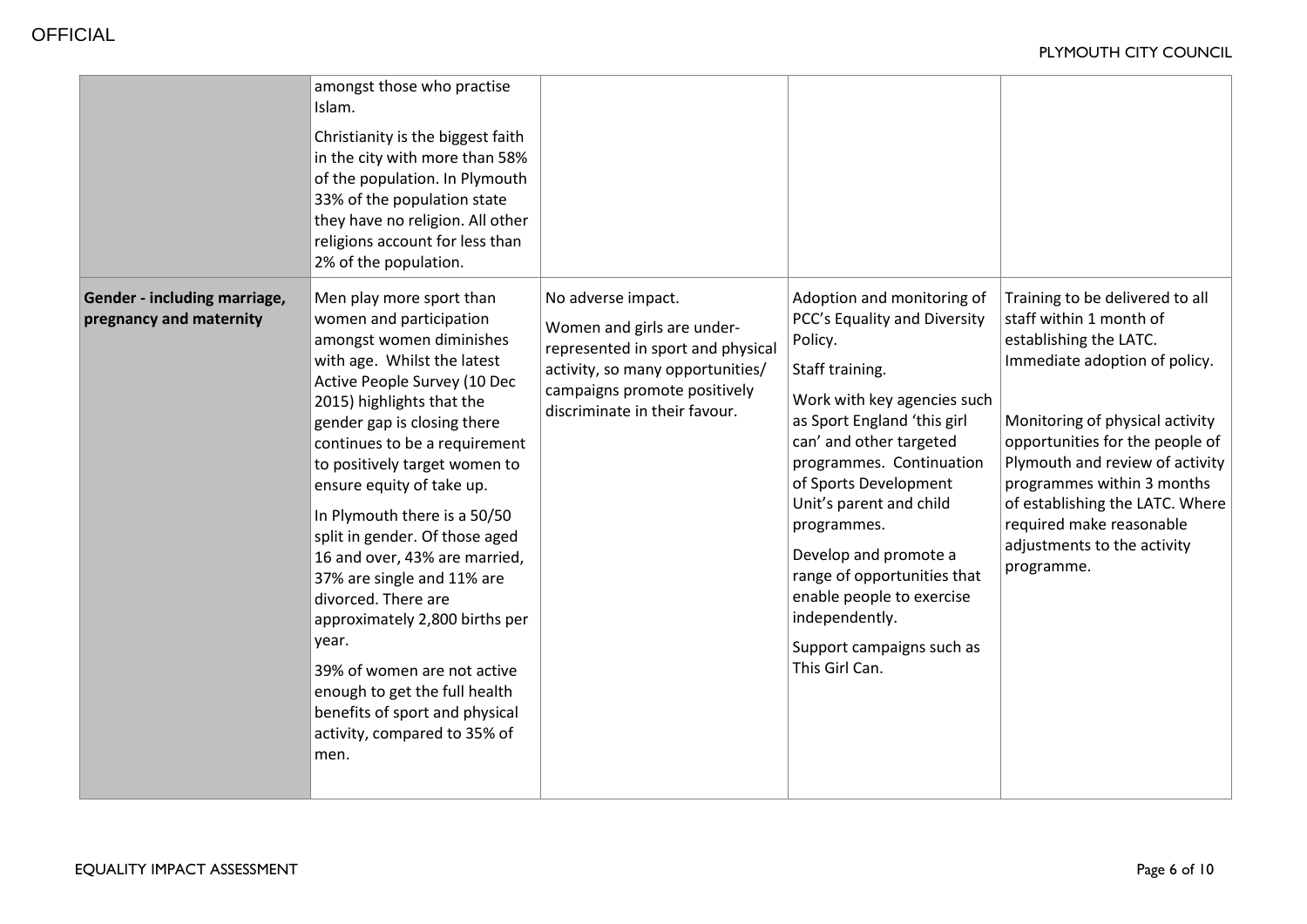| | | | | |
|---|---|---|---|---|
| | amongst those who practise Islam.<br><br>Christianity is the biggest faith in the city with more than 58% of the population. In Plymouth 33% of the population state they have no religion. All other religions account for less than 2% of the population. | | | |
| **Gender - including marriage, pregnancy and maternity** | Men play more sport than women and participation amongst women diminishes with age. Whilst the latest Active People Survey (10 Dec 2015) highlights that the gender gap is closing there continues to be a requirement to positively target women to ensure equity of take up.<br><br>In Plymouth there is a 50/50 split in gender. Of those aged 16 and over, 43% are married, 37% are single and 11% are divorced. There are approximately 2,800 births per year.<br><br>39% of women are not active enough to get the full health benefits of sport and physical activity, compared to 35% of men. | No adverse impact.<br><br>Women and girls are under-represented in sport and physical activity, so many opportunities/ campaigns promote positively discriminate in their favour. | Adoption and monitoring of PCC's Equality and Diversity Policy.<br><br>Staff training.<br><br>Work with key agencies such as Sport England 'this girl can' and other targeted programmes. Continuation of Sports Development Unit's parent and child programmes.<br><br>Develop and promote a range of opportunities that enable people to exercise independently.<br><br>Support campaigns such as This Girl Can. | Training to be delivered to all staff within 1 month of establishing the LATC.<br><br>Immediate adoption of policy.<br><br>Monitoring of physical activity opportunities for the people of Plymouth and review of activity programmes within 3 months of establishing the LATC. Where required make reasonable adjustments to the activity programme. |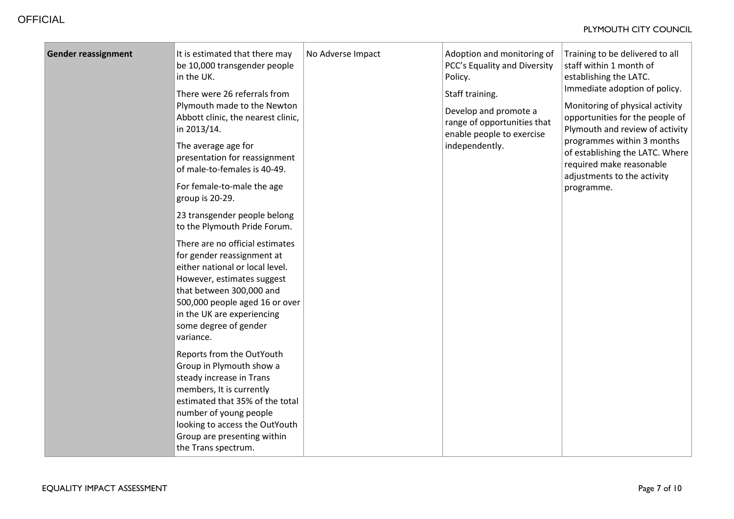| **Gender reassignment** | It is estimated that there may be 10,000 transgender people in the UK.<br><br>There were 26 referrals from Plymouth made to the Newton Abbott clinic, the nearest clinic, in 2013/14.<br><br>The average age for presentation for reassignment of male-to-females is 40-49.<br><br>For female-to-male the age group is 20-29.<br><br>23 transgender people belong to the Plymouth Pride Forum.<br><br>There are no official estimates for gender reassignment at either national or local level. However, estimates suggest that between 300,000 and 500,000 people aged 16 or over in the UK are experiencing some degree of gender variance.<br><br>Reports from the OutYouth Group in Plymouth show a steady increase in Trans members, It is currently estimated that 35% of the total number of young people looking to access the OutYouth Group are presenting within the Trans spectrum. | No Adverse Impact | Adoption and monitoring of PCC's Equality and Diversity Policy.<br><br>Staff training.<br><br>Develop and promote a range of opportunities that enable people to exercise independently. | Training to be delivered to all staff within 1 month of establishing the LATC. Immediate adoption of policy.<br><br>Monitoring of physical activity opportunities for the people of Plymouth and review of activity programmes within 3 months of establishing the LATC. Where required make reasonable adjustments to the activity programme. |
|---|---|---|---|---|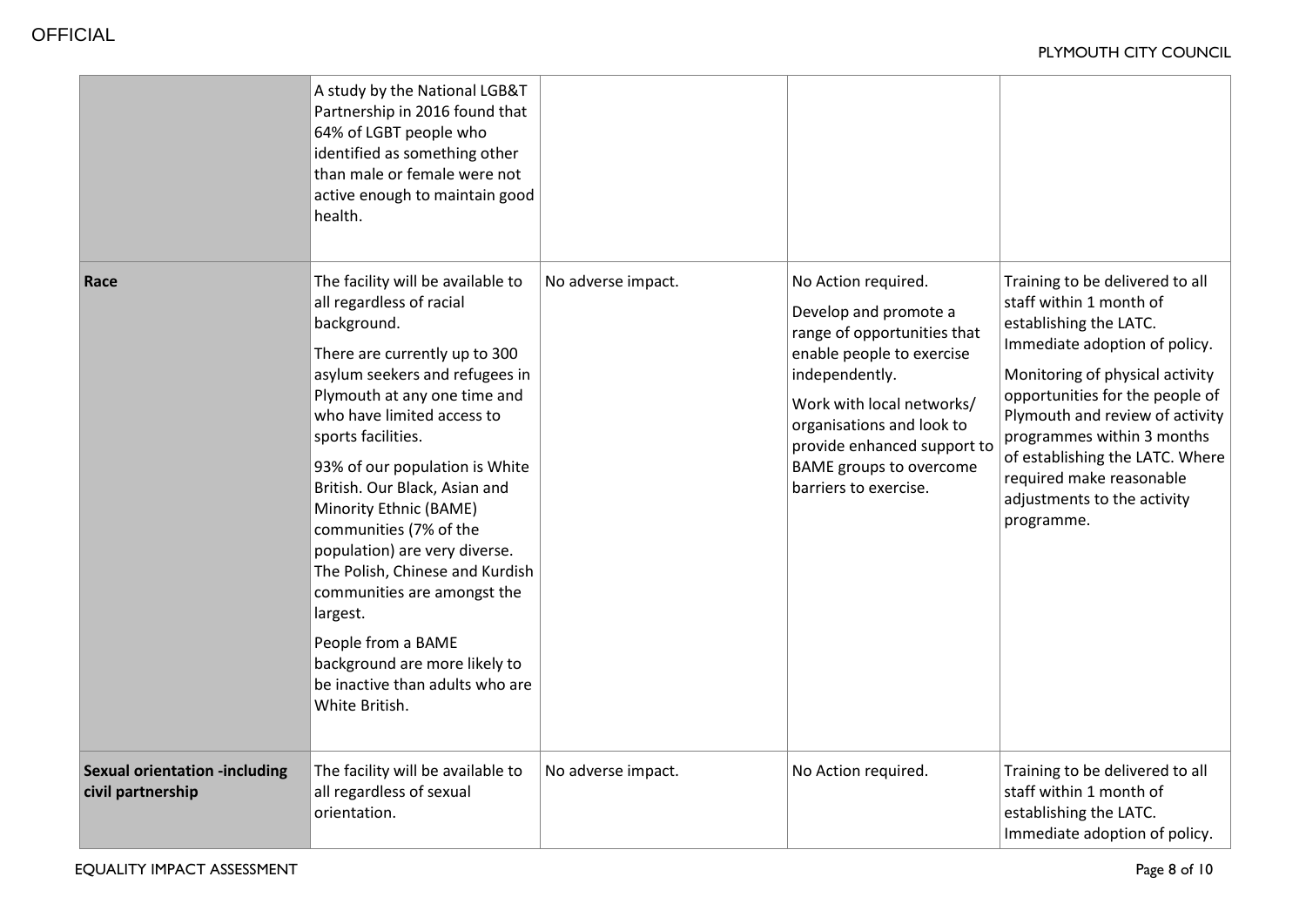| | | | | |
|---|---|---|---|---|
| | A study by the National LGB&T Partnership in 2016 found that 64% of LGBT people who identified as something other than male or female were not active enough to maintain good health. | | | |
| **Race** | The facility will be available to all regardless of racial background.<br><br>There are currently up to 300 asylum seekers and refugees in Plymouth at any one time and who have limited access to sports facilities.<br><br>93% of our population is White British. Our Black, Asian and Minority Ethnic (BAME) communities (7% of the population) are very diverse. The Polish, Chinese and Kurdish communities are amongst the largest.<br><br>People from a BAME background are more likely to be inactive than adults who are White British. | No adverse impact. | No Action required.<br><br>Develop and promote a range of opportunities that enable people to exercise independently.<br><br>Work with local networks/ organisations and look to provide enhanced support to BAME groups to overcome barriers to exercise. | Training to be delivered to all staff within 1 month of establishing the LATC. Immediate adoption of policy.<br><br>Monitoring of physical activity opportunities for the people of Plymouth and review of activity programmes within 3 months of establishing the LATC. Where required make reasonable adjustments to the activity programme. |
| **Sexual orientation -including civil partnership** | The facility will be available to all regardless of sexual orientation. | No adverse impact. | No Action required. | Training to be delivered to all staff within 1 month of establishing the LATC. Immediate adoption of policy. |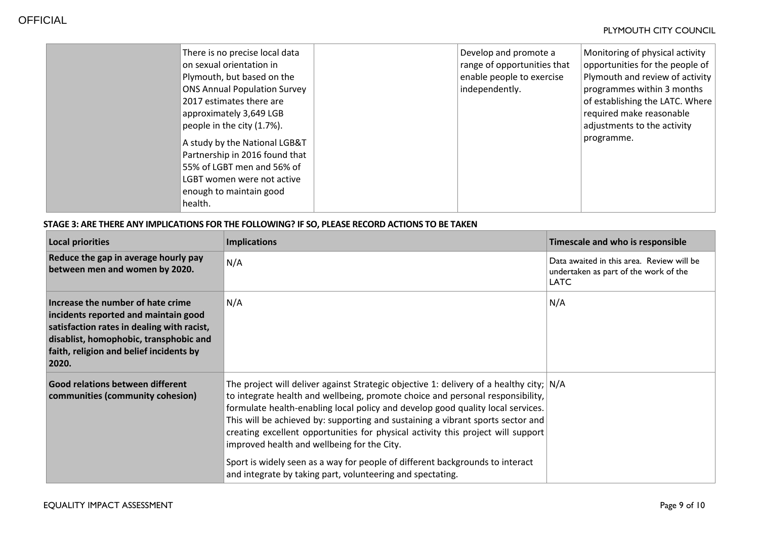| | | | | |
|---|---|---|---|---|
| | There is no precise local data on sexual orientation in Plymouth, but based on the ONS Annual Population Survey 2017 estimates there are approximately 3,649 LGB people in the city (1.7%).<br><br>A study by the National LGB&T Partnership in 2016 found that 55% of LGBT men and 56% of LGBT women were not active enough to maintain good health. | | Develop and promote a range of opportunities that enable people to exercise independently. | Monitoring of physical activity opportunities for the people of Plymouth and review of activity programmes within 3 months of establishing the LATC. Where required make reasonable adjustments to the activity programme. |

**STAGE 3: ARE THERE ANY IMPLICATIONS FOR THE FOLLOWING? IF SO, PLEASE RECORD ACTIONS TO BE TAKEN**

| Local priorities | Implications | Timescale and who is responsible |
|---|---|---|
| **Reduce the gap in average hourly pay between men and women by 2020.** | N/A | Data awaited in this area. Review will be undertaken as part of the work of the LATC |
| **Increase the number of hate crime incidents reported and maintain good satisfaction rates in dealing with racist, disablist, homophobic, transphobic and faith, religion and belief incidents by 2020.** | N/A | N/A |
| **Good relations between different communities (community cohesion)** | The project will deliver against Strategic objective 1: delivery of a healthy city; to integrate health and wellbeing, promote choice and personal responsibility, formulate health-enabling local policy and develop good quality local services. This will be achieved by: supporting and sustaining a vibrant sports sector and creating excellent opportunities for physical activity this project will support improved health and wellbeing for the City.<br><br>Sport is widely seen as a way for people of different backgrounds to interact and integrate by taking part, volunteering and spectating. | N/A |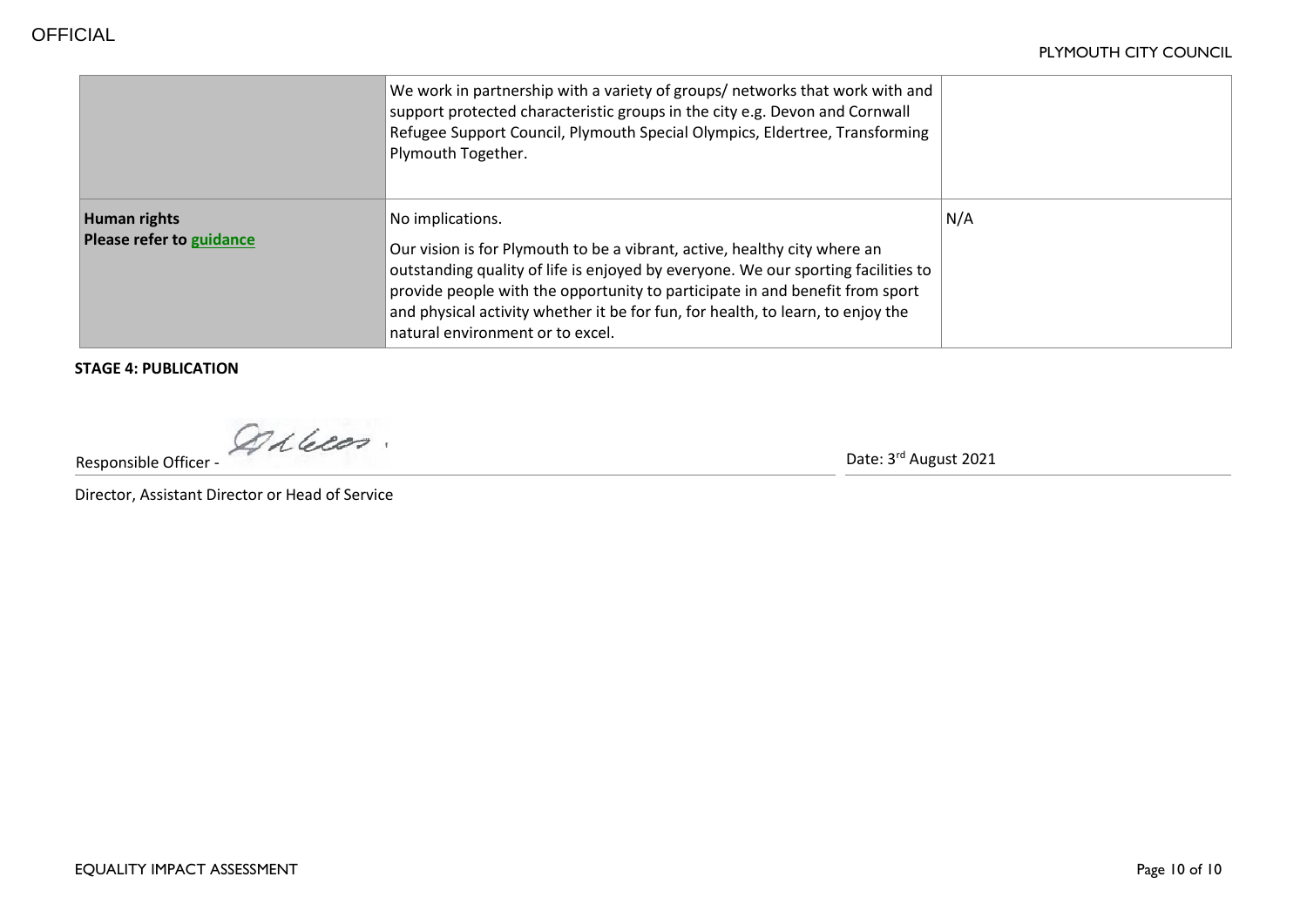| | | |
|---|---|---|
| | We work in partnership with a variety of groups/ networks that work with and support protected characteristic groups in the city e.g. Devon and Cornwall Refugee Support Council, Plymouth Special Olympics, Eldertree, Transforming Plymouth Together. | |
| **Human rights**<br>**Please refer to guidance** | No implications.<br><br>Our vision is for Plymouth to be a vibrant, active, healthy city where an outstanding quality of life is enjoyed by everyone. We our sporting facilities to provide people with the opportunity to participate in and benefit from sport and physical activity whether it be for fun, for health, to learn, to enjoy the natural environment or to excel. | N/A |

**STAGE 4: PUBLICATION**

Responsible Officer - 

Date: 3rd August 2021

Director, Assistant Director or Head of Service